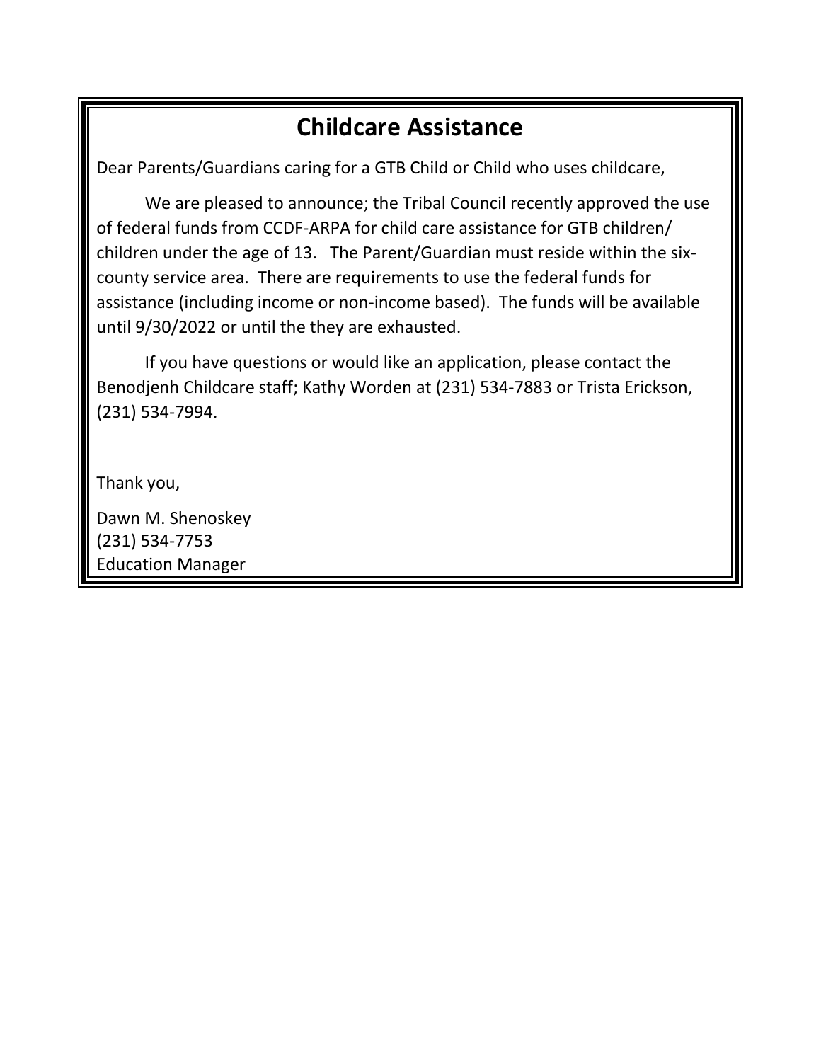# Childcare Assistance

Dear Parents/Guardians caring for a GTB Child or Child who uses childcare,

We are pleased to announce; the Tribal Council recently approved the use of federal funds from CCDF-ARPA for child care assistance for GTB children/ children under the age of 13. The Parent/Guardian must reside within the six-county service area. There are requirements to use the federal funds for assistance (including income or non-income based). The funds will be available until 9/30/2022 or until the they are exhausted.

If you have questions or would like an application, please contact the Benodjenh Childcare staff; Kathy Worden at (231) 534-7883 or Trista Erickson, (231) 534-7994.

Thank you,

Dawn M. Shenoskey
(231) 534-7753
Education Manager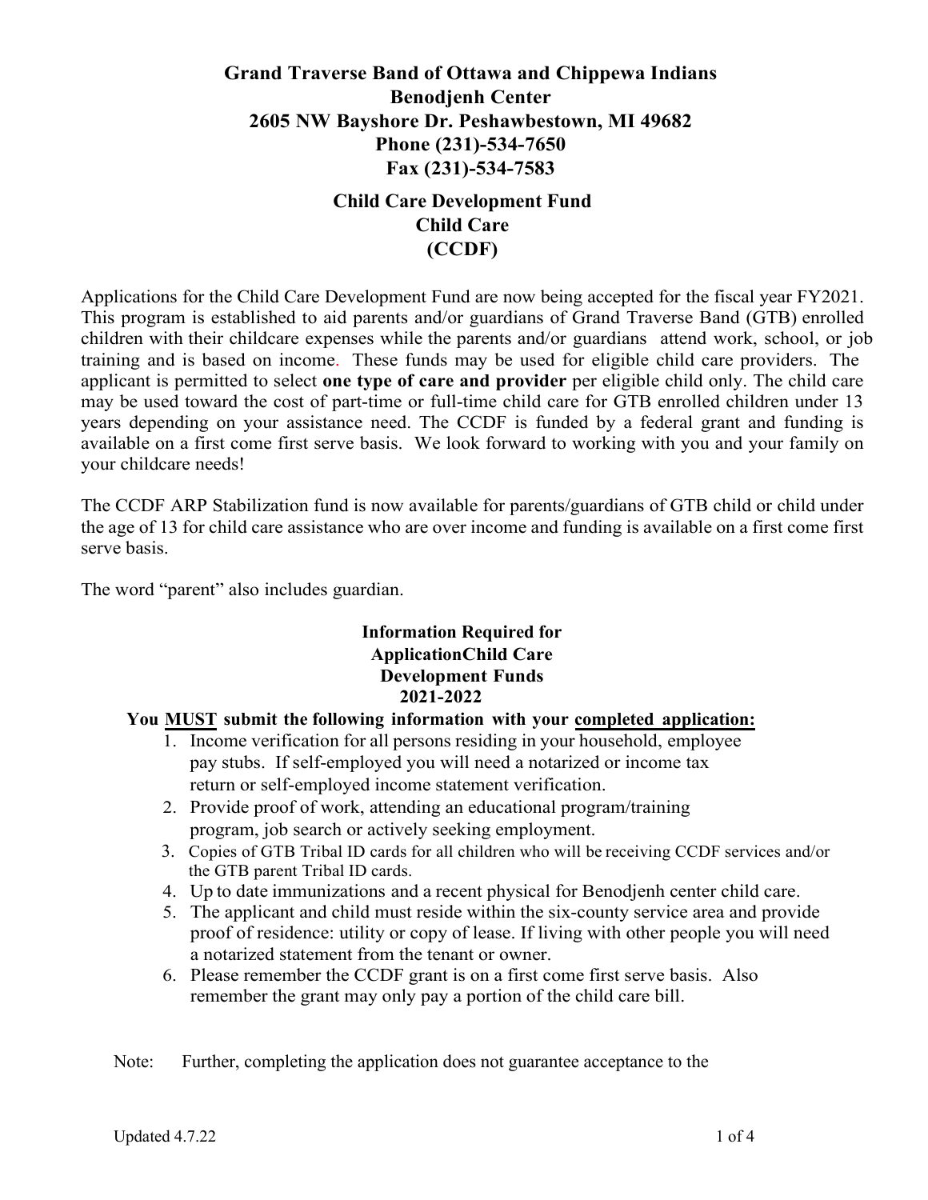# Grand Traverse Band of Ottawa and Chippewa Indians
# Benodjenh Center
# 2605 NW Bayshore Dr. Peshawbestown, MI 49682
# Phone (231)-534-7650
# Fax (231)-534-7583

## Child Care Development Fund
## Child Care
## (CCDF)

Applications for the Child Care Development Fund are now being accepted for the fiscal year FY2021. This program is established to aid parents and/or guardians of Grand Traverse Band (GTB) enrolled children with their childcare expenses while the parents and/or guardians attend work, school, or job training and is based on income. These funds may be used for eligible child care providers. The applicant is permitted to select **one type of care and provider** per eligible child only. The child care may be used toward the cost of part-time or full-time child care for GTB enrolled children under 13 years depending on your assistance need. The CCDF is funded by a federal grant and funding is available on a first come first serve basis. We look forward to working with you and your family on your childcare needs!

The CCDF ARP Stabilization fund is now available for parents/guardians of GTB child or child under the age of 13 for child care assistance who are over income and funding is available on a first come first serve basis.

The word "parent" also includes guardian.

### Information Required for ApplicationChild Care Development Funds 2021-2022

**You MUST submit the following information with your completed application:**

1. Income verification for all persons residing in your household, employee pay stubs. If self-employed you will need a notarized or income tax return or self-employed income statement verification.
2. Provide proof of work, attending an educational program/training program, job search or actively seeking employment.
3. Copies of GTB Tribal ID cards for all children who will be receiving CCDF services and/or the GTB parent Tribal ID cards.
4. Up to date immunizations and a recent physical for Benodjenh center child care.
5. The applicant and child must reside within the six-county service area and provide proof of residence: utility or copy of lease. If living with other people you will need a notarized statement from the tenant or owner.
6. Please remember the CCDF grant is on a first come first serve basis. Also remember the grant may only pay a portion of the child care bill.

Note: Further, completing the application does not guarantee acceptance to the

Updated 4.7.22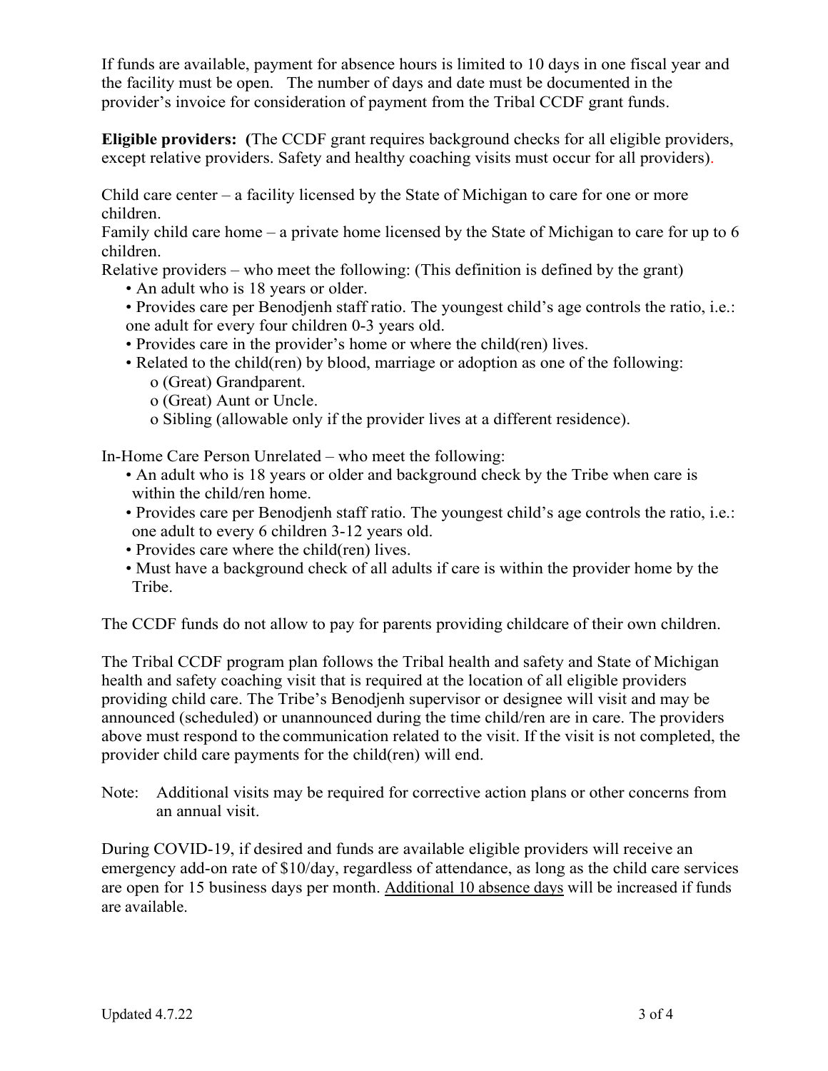If funds are available, payment for absence hours is limited to 10 days in one fiscal year and the facility must be open. The number of days and date must be documented in the provider's invoice for consideration of payment from the Tribal CCDF grant funds.

**Eligible providers: (**The CCDF grant requires background checks for all eligible providers, except relative providers. Safety and healthy coaching visits must occur for all providers).

Child care center – a facility licensed by the State of Michigan to care for one or more children.
Family child care home – a private home licensed by the State of Michigan to care for up to 6 children.
Relative providers – who meet the following: (This definition is defined by the grant)

- An adult who is 18 years or older.
- Provides care per Benodjenh staff ratio. The youngest child's age controls the ratio, i.e.: one adult for every four children 0-3 years old.
- Provides care in the provider's home or where the child(ren) lives.
- Related to the child(ren) by blood, marriage or adoption as one of the following:
  - (Great) Grandparent.
  - (Great) Aunt or Uncle.
  - Sibling (allowable only if the provider lives at a different residence).

In-Home Care Person Unrelated – who meet the following:

- An adult who is 18 years or older and background check by the Tribe when care is within the child/ren home.
- Provides care per Benodjenh staff ratio. The youngest child's age controls the ratio, i.e.: one adult to every 6 children 3-12 years old.
- Provides care where the child(ren) lives.
- Must have a background check of all adults if care is within the provider home by the Tribe.

The CCDF funds do not allow to pay for parents providing childcare of their own children.

The Tribal CCDF program plan follows the Tribal health and safety and State of Michigan health and safety coaching visit that is required at the location of all eligible providers providing child care. The Tribe's Benodjenh supervisor or designee will visit and may be announced (scheduled) or unannounced during the time child/ren are in care. The providers above must respond to the communication related to the visit. If the visit is not completed, the provider child care payments for the child(ren) will end.

Note: Additional visits may be required for corrective action plans or other concerns from an annual visit.

During COVID-19, if desired and funds are available eligible providers will receive an emergency add-on rate of $10/day, regardless of attendance, as long as the child care services are open for 15 business days per month. Additional 10 absence days will be increased if funds are available.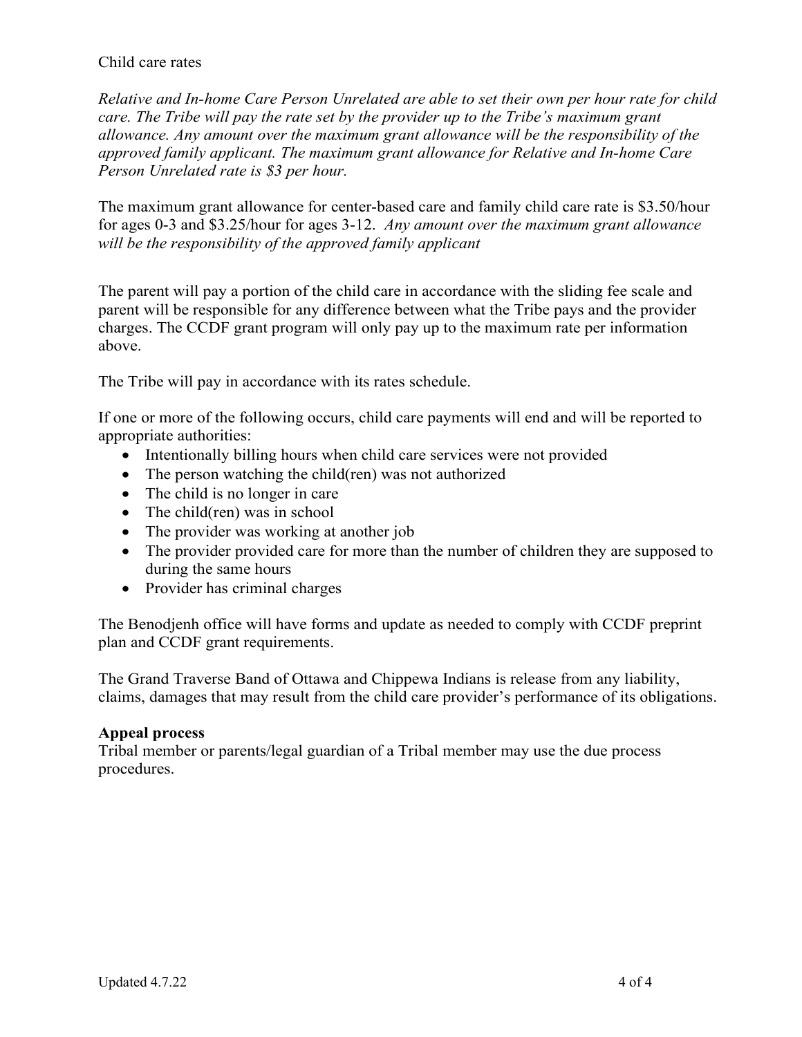Child care rates

*Relative and In-home Care Person Unrelated are able to set their own per hour rate for child care. The Tribe will pay the rate set by the provider up to the Tribe's maximum grant allowance. Any amount over the maximum grant allowance will be the responsibility of the approved family applicant. The maximum grant allowance for Relative and In-home Care Person Unrelated rate is $3 per hour.*

The maximum grant allowance for center-based care and family child care rate is $3.50/hour for ages 0-3 and $3.25/hour for ages 3-12. *Any amount over the maximum grant allowance will be the responsibility of the approved family applicant*

The parent will pay a portion of the child care in accordance with the sliding fee scale and parent will be responsible for any difference between what the Tribe pays and the provider charges. The CCDF grant program will only pay up to the maximum rate per information above.

The Tribe will pay in accordance with its rates schedule.

If one or more of the following occurs, child care payments will end and will be reported to appropriate authorities:

- Intentionally billing hours when child care services were not provided
- The person watching the child(ren) was not authorized
- The child is no longer in care
- The child(ren) was in school
- The provider was working at another job
- The provider provided care for more than the number of children they are supposed to during the same hours
- Provider has criminal charges

The Benodjenh office will have forms and update as needed to comply with CCDF preprint plan and CCDF grant requirements.

The Grand Traverse Band of Ottawa and Chippewa Indians is release from any liability, claims, damages that may result from the child care provider's performance of its obligations.

**Appeal process**

Tribal member or parents/legal guardian of a Tribal member may use the due process procedures.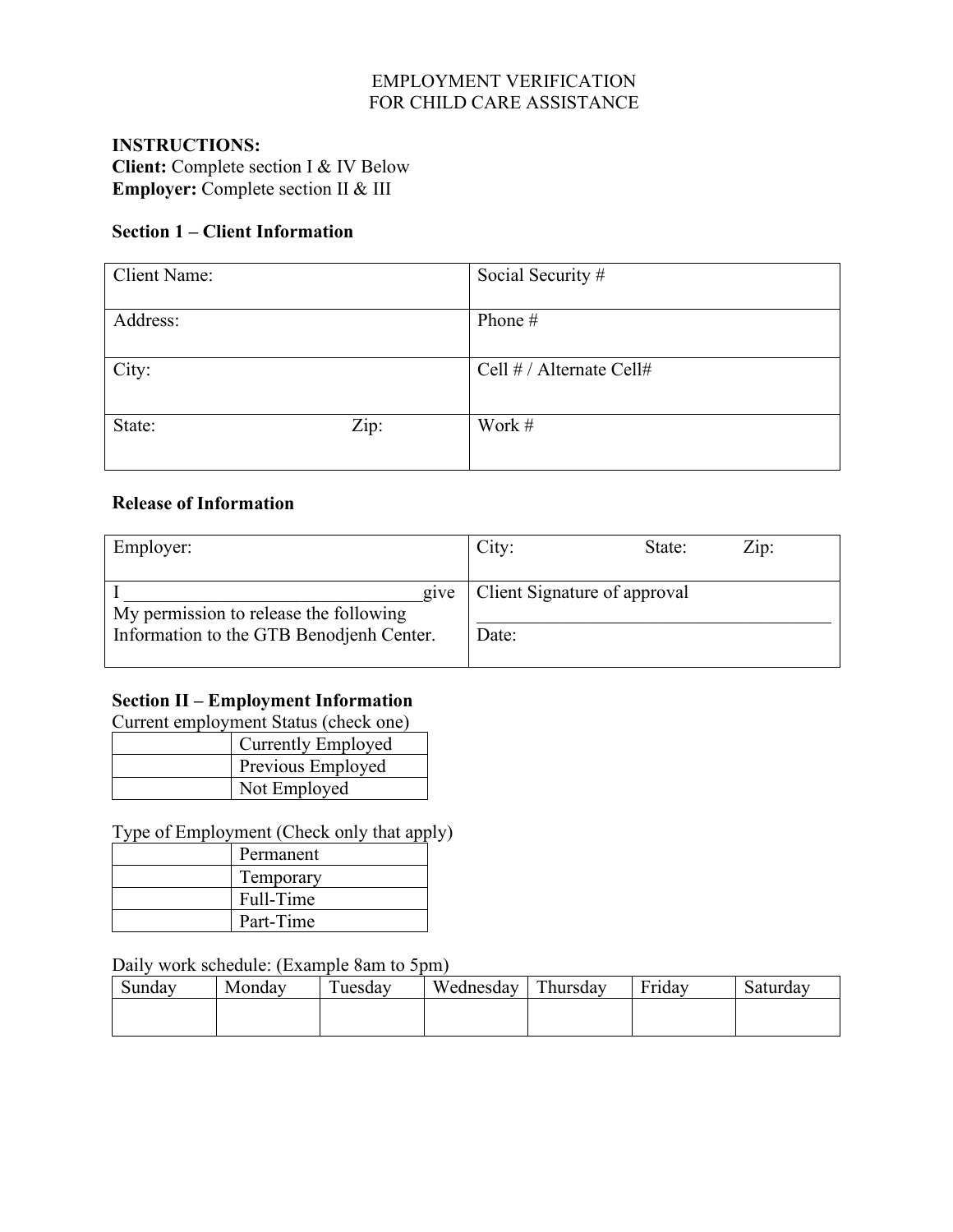# EMPLOYMENT VERIFICATION
# FOR CHILD CARE ASSISTANCE

**INSTRUCTIONS:**
**Client:** Complete section I & IV Below
**Employer:** Complete section II & III

**Section 1 – Client Information**

| Client Name: | Social Security # |
|---|---|
| Address: | Phone # |
| City: | Cell # / Alternate Cell# |
| State: Zip: | Work # |

**Release of Information**

| Employer: | City: State: Zip: |
|---|---|
| I ________________________________ give My permission to release the following Information to the GTB Benodjenh Center. | Client Signature of approval _______________________________________ Date: |

**Section II – Employment Information**

Current employment Status (check one)

| | |
|---|---|
| | Currently Employed |
| | Previous Employed |
| | Not Employed |

Type of Employment (Check only that apply)

| | |
|---|---|
| | Permanent |
| | Temporary |
| | Full-Time |
| | Part-Time |

Daily work schedule: (Example 8am to 5pm)

| Sunday | Monday | Tuesday | Wednesday | Thursday | Friday | Saturday |
|---|---|---|---|---|---|---|
| | | | | | | |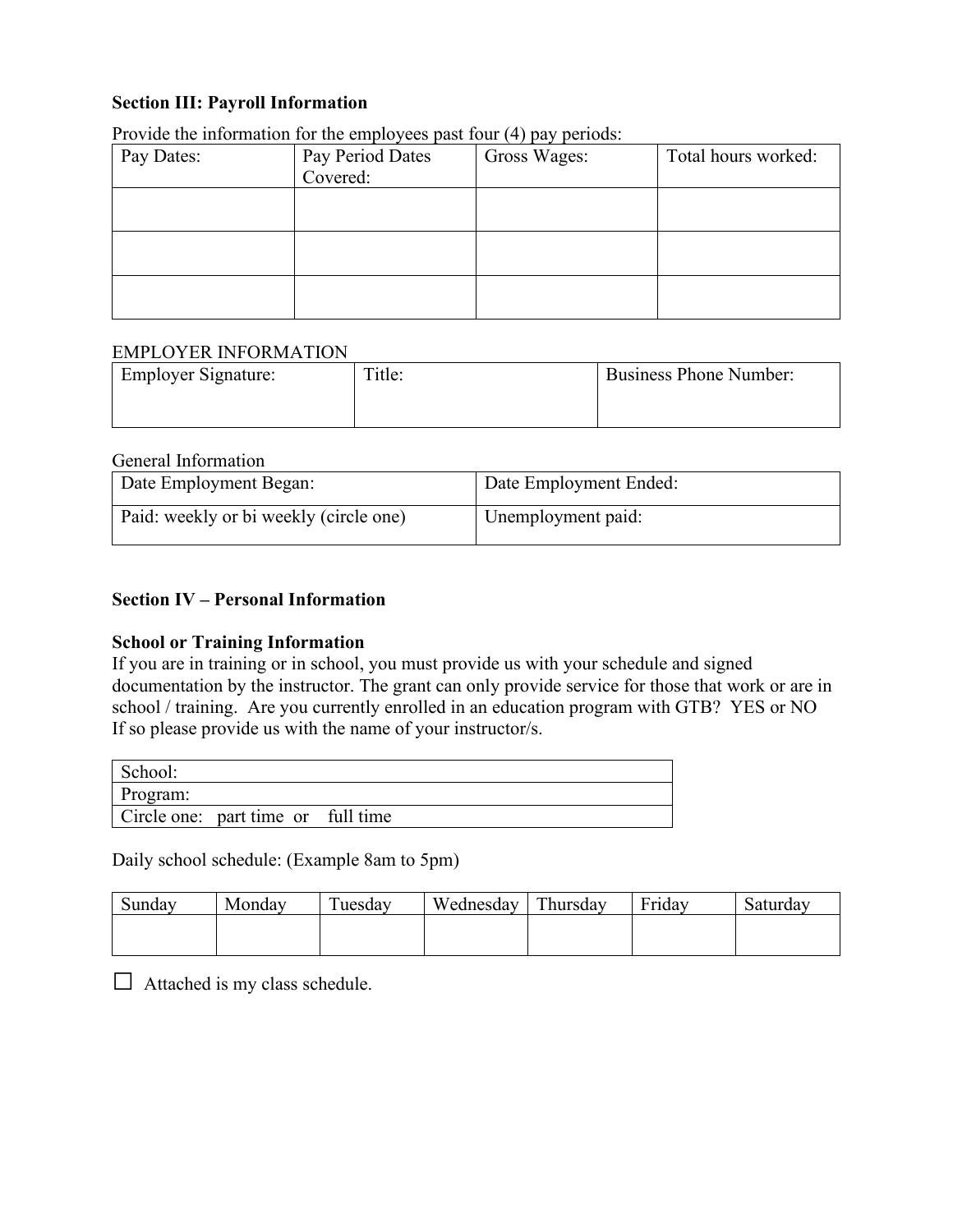**Section III: Payroll Information**

Provide the information for the employees past four (4) pay periods:

| Pay Dates: | Pay Period Dates Covered: | Gross Wages: | Total hours worked: |
|---|---|---|---|
| | | | |
| | | | |
| | | | |

EMPLOYER INFORMATION

| Employer Signature: | Title: | Business Phone Number: |
|---|---|---|
| | | |

General Information

| Date Employment Began: | Date Employment Ended: |
|---|---|
| Paid: weekly or bi weekly (circle one) | Unemployment paid: |

**Section IV – Personal Information**

**School or Training Information**

If you are in training or in school, you must provide us with your schedule and signed documentation by the instructor. The grant can only provide service for those that work or are in school / training. Are you currently enrolled in an education program with GTB? YES or NO

If so please provide us with the name of your instructor/s.

| School: |
|---|
| Program: |
| Circle one: part time or full time |

Daily school schedule: (Example 8am to 5pm)

| Sunday | Monday | Tuesday | Wednesday | Thursday | Friday | Saturday |
|---|---|---|---|---|---|---|
| | | | | | | |

☐ Attached is my class schedule.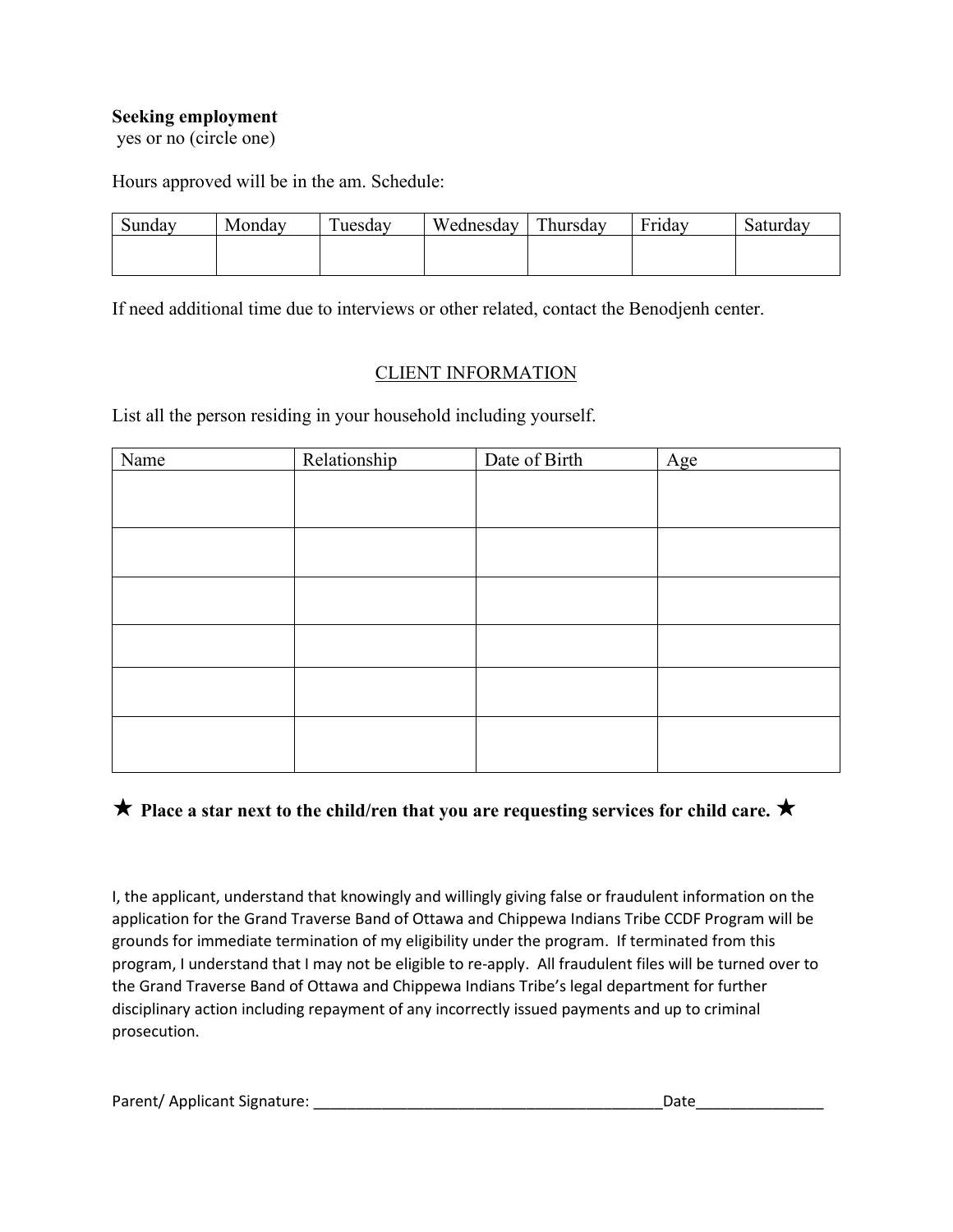**Seeking employment**
yes or no (circle one)

Hours approved will be in the am. Schedule:

| Sunday | Monday | Tuesday | Wednesday | Thursday | Friday | Saturday |
|---|---|---|---|---|---|---|
| | | | | | | |

If need additional time due to interviews or other related, contact the Benodjenh center.

## CLIENT INFORMATION

List all the person residing in your household including yourself.

| Name | Relationship | Date of Birth | Age |
|---|---|---|---|
| | | | |
| | | | |
| | | | |
| | | | |
| | | | |
| | | | |

★ **Place a star next to the child/ren that you are requesting services for child care.** ★

I, the applicant, understand that knowingly and willingly giving false or fraudulent information on the application for the Grand Traverse Band of Ottawa and Chippewa Indians Tribe CCDF Program will be grounds for immediate termination of my eligibility under the program. If terminated from this program, I understand that I may not be eligible to re-apply. All fraudulent files will be turned over to the Grand Traverse Band of Ottawa and Chippewa Indians Tribe's legal department for further disciplinary action including repayment of any incorrectly issued payments and up to criminal prosecution.

Parent/ Applicant Signature: ___________________________________________Date_______________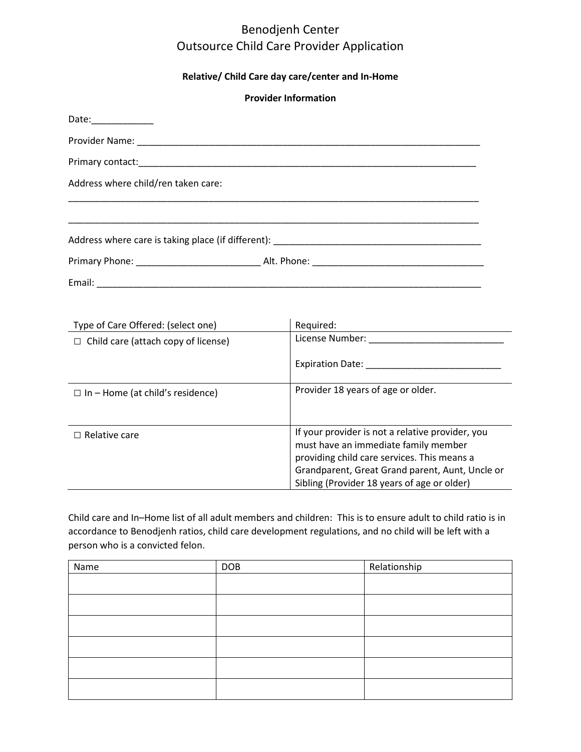# Benodjenh Center
# Outsource Child Care Provider Application

**Relative/ Child Care day care/center and In-Home**

**Provider Information**

Date:____________

Provider Name: ______________________________________________________________________

Primary contact:_____________________________________________________________________

Address where child/ren taken care:

___________________________________________________________________________________

___________________________________________________________________________________

Address where care is taking place (if different): __________________________________________

Primary Phone: ________________________ Alt. Phone: __________________________________

Email: ______________________________________________________________________________

| Type of Care Offered: (select one) | Required: |
|---|---|
| ☐ Child care (attach copy of license) | License Number: ___________________________<br><br>Expiration Date: __________________________ |
| ☐ In – Home (at child's residence) | Provider 18 years of age or older. |
| ☐ Relative care | If your provider is not a relative provider, you must have an immediate family member providing child care services. This means a Grandparent, Great Grand parent, Aunt, Uncle or Sibling (Provider 18 years of age or older) |

Child care and In–Home list of all adult members and children: This is to ensure adult to child ratio is in accordance to Benodjenh ratios, child care development regulations, and no child will be left with a person who is a convicted felon.

| Name | DOB | Relationship |
|---|---|---|
| | | |
| | | |
| | | |
| | | |
| | | |
| | | |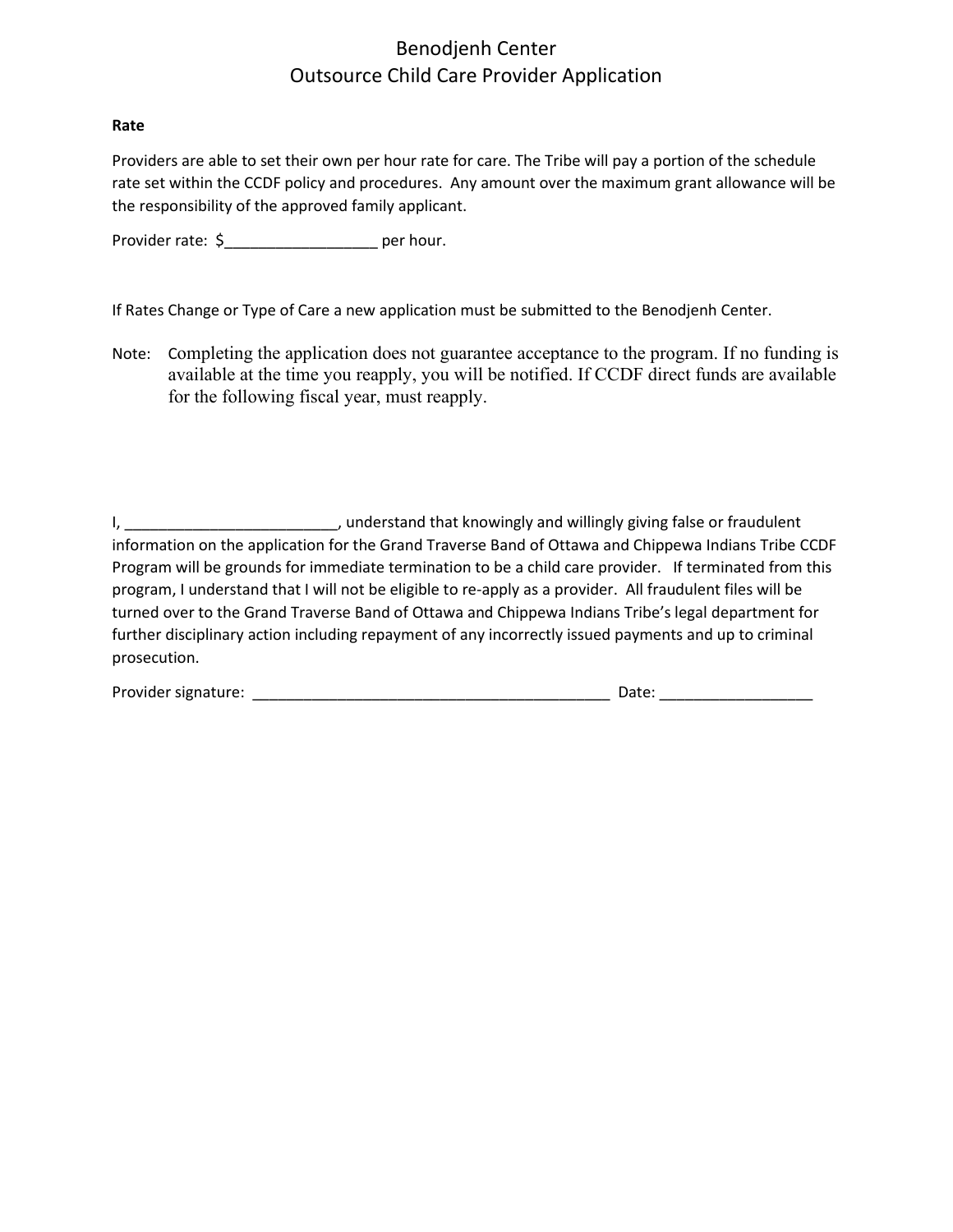Benodjenh Center
Outsource Child Care Provider Application

**Rate**

Providers are able to set their own per hour rate for care. The Tribe will pay a portion of the schedule rate set within the CCDF policy and procedures. Any amount over the maximum grant allowance will be the responsibility of the approved family applicant.

Provider rate: $__________________ per hour.

If Rates Change or Type of Care a new application must be submitted to the Benodjenh Center.

Note: Completing the application does not guarantee acceptance to the program. If no funding is available at the time you reapply, you will be notified. If CCDF direct funds are available for the following fiscal year, must reapply.

I, _________________________, understand that knowingly and willingly giving false or fraudulent information on the application for the Grand Traverse Band of Ottawa and Chippewa Indians Tribe CCDF Program will be grounds for immediate termination to be a child care provider. If terminated from this program, I understand that I will not be eligible to re-apply as a provider. All fraudulent files will be turned over to the Grand Traverse Band of Ottawa and Chippewa Indians Tribe's legal department for further disciplinary action including repayment of any incorrectly issued payments and up to criminal prosecution.

Provider signature: ____________________________________________ Date: __________________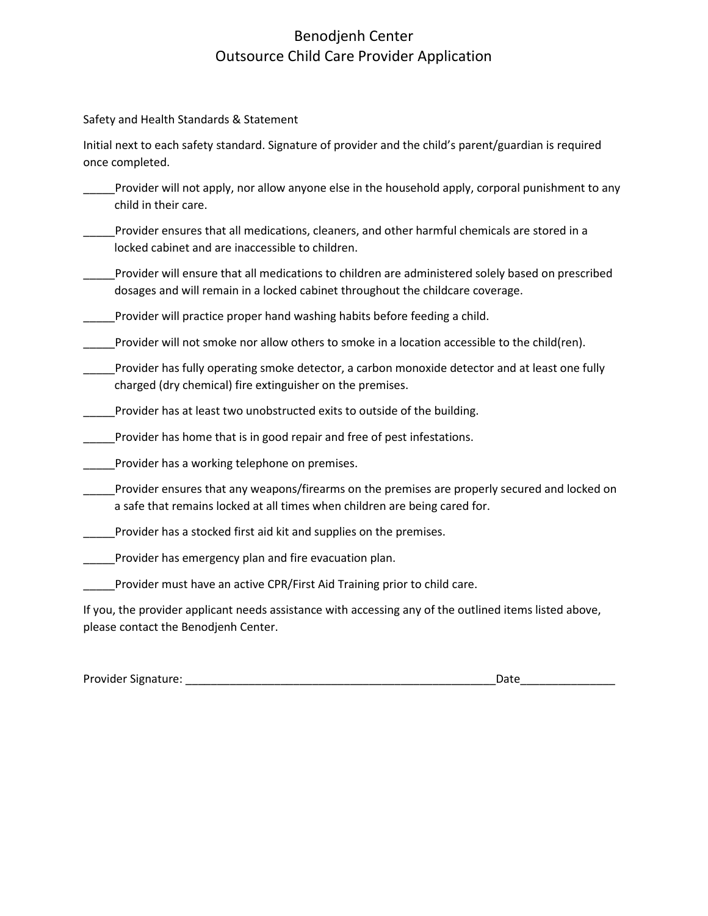# Benodjenh Center
## Outsource Child Care Provider Application

Safety and Health Standards & Statement

Initial next to each safety standard. Signature of provider and the child's parent/guardian is required once completed.

_____Provider will not apply, nor allow anyone else in the household apply, corporal punishment to any child in their care.

_____Provider ensures that all medications, cleaners, and other harmful chemicals are stored in a locked cabinet and are inaccessible to children.

_____Provider will ensure that all medications to children are administered solely based on prescribed dosages and will remain in a locked cabinet throughout the childcare coverage.

_____Provider will practice proper hand washing habits before feeding a child.

_____Provider will not smoke nor allow others to smoke in a location accessible to the child(ren).

_____Provider has fully operating smoke detector, a carbon monoxide detector and at least one fully charged (dry chemical) fire extinguisher on the premises.

_____Provider has at least two unobstructed exits to outside of the building.

_____Provider has home that is in good repair and free of pest infestations.

_____Provider has a working telephone on premises.

_____Provider ensures that any weapons/firearms on the premises are properly secured and locked on a safe that remains locked at all times when children are being cared for.

_____Provider has a stocked first aid kit and supplies on the premises.

_____Provider has emergency plan and fire evacuation plan.

_____Provider must have an active CPR/First Aid Training prior to child care.

If you, the provider applicant needs assistance with accessing any of the outlined items listed above, please contact the Benodjenh Center.

Provider Signature: ___________________________________________________Date_______________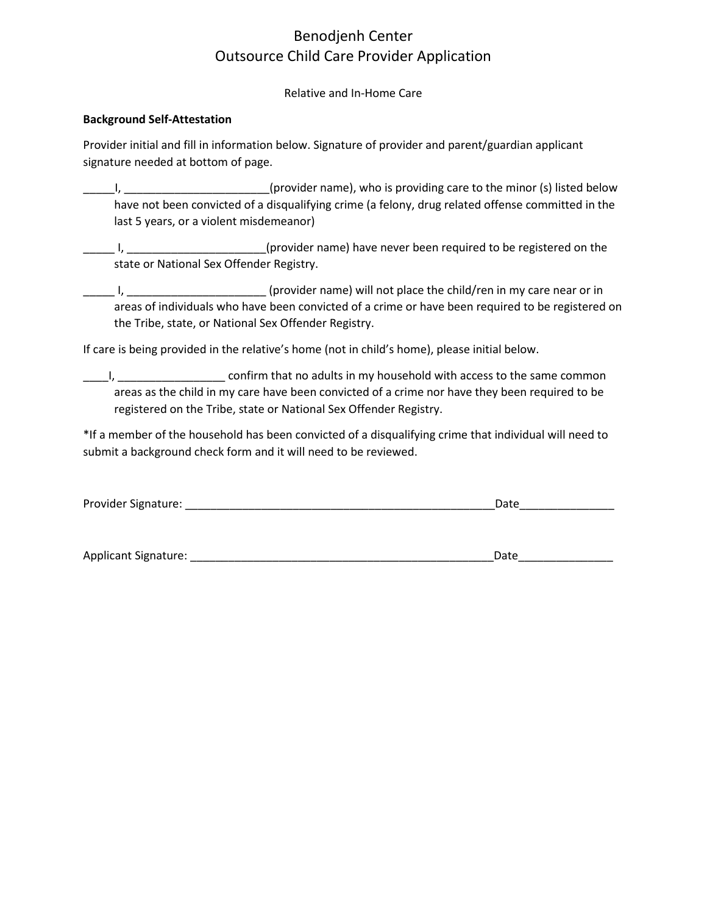# Benodjenh Center
# Outsource Child Care Provider Application

Relative and In-Home Care

**Background Self-Attestation**

Provider initial and fill in information below. Signature of provider and parent/guardian applicant signature needed at bottom of page.

_____I, _______________________(provider name), who is providing care to the minor (s) listed below have not been convicted of a disqualifying crime (a felony, drug related offense committed in the last 5 years, or a violent misdemeanor)

_____ I, ______________________(provider name) have never been required to be registered on the state or National Sex Offender Registry.

_____ I, ______________________ (provider name) will not place the child/ren in my care near or in areas of individuals who have been convicted of a crime or have been required to be registered on the Tribe, state, or National Sex Offender Registry.

If care is being provided in the relative's home (not in child's home), please initial below.

____I, _________________ confirm that no adults in my household with access to the same common areas as the child in my care have been convicted of a crime nor have they been required to be registered on the Tribe, state or National Sex Offender Registry.

*If a member of the household has been convicted of a disqualifying crime that individual will need to submit a background check form and it will need to be reviewed.

Provider Signature: ___________________________________________________Date_______________

Applicant Signature: __________________________________________________Date_______________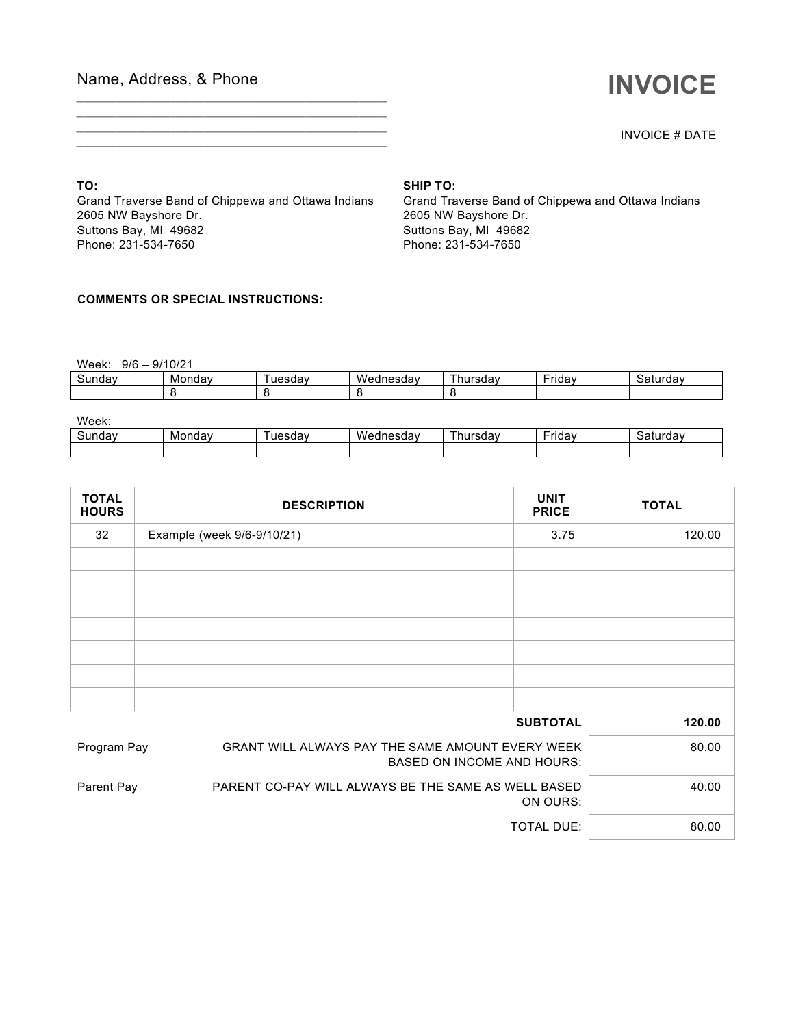Name, Address, & Phone

\_\_\_\_\_\_\_\_\_\_\_\_\_\_\_\_\_\_\_\_\_\_\_\_\_\_\_\_\_\_\_\_\_\_\_\_\_\_\_\_\_\_\_\_\_\_\_\_

\_\_\_\_\_\_\_\_\_\_\_\_\_\_\_\_\_\_\_\_\_\_\_\_\_\_\_\_\_\_\_\_\_\_\_\_\_\_\_\_\_\_\_\_\_\_\_\_

\_\_\_\_\_\_\_\_\_\_\_\_\_\_\_\_\_\_\_\_\_\_\_\_\_\_\_\_\_\_\_\_\_\_\_\_\_\_\_\_\_\_\_\_\_\_\_\_

\_\_\_\_\_\_\_\_\_\_\_\_\_\_\_\_\_\_\_\_\_\_\_\_\_\_\_\_\_\_\_\_\_\_\_\_\_\_\_\_\_\_\_\_\_\_\_\_

# INVOICE

INVOICE # DATE

**TO:**
Grand Traverse Band of Chippewa and Ottawa Indians
2605 NW Bayshore Dr.
Suttons Bay, MI 49682
Phone: 231-534-7650

**SHIP TO:**
Grand Traverse Band of Chippewa and Ottawa Indians
2605 NW Bayshore Dr.
Suttons Bay, MI 49682
Phone: 231-534-7650

**COMMENTS OR SPECIAL INSTRUCTIONS:**

Week: 9/6 – 9/10/21

| Sunday | Monday | Tuesday | Wednesday | Thursday | Friday | Saturday |
|---|---|---|---|---|---|---|
| | 8 | 8 | 8 | 8 | | |

Week:

| Sunday | Monday | Tuesday | Wednesday | Thursday | Friday | Saturday |
|---|---|---|---|---|---|---|
| | | | | | | |

| TOTAL HOURS | DESCRIPTION | UNIT PRICE | TOTAL |
|---|---|---|---|
| 32 | Example (week 9/6-9/10/21) | 3.75 | 120.00 |
| | | | |
| | | | |
| | | | |
| | | | |
| | | | |
| | | | |
| | | | |
| | | **SUBTOTAL** | **120.00** |
| Program Pay | GRANT WILL ALWAYS PAY THE SAME AMOUNT EVERY WEEK BASED ON INCOME AND HOURS: | | 80.00 |
| Parent Pay | PARENT CO-PAY WILL ALWAYS BE THE SAME AS WELL BASED ON OURS: | | 40.00 |
| | | TOTAL DUE: | 80.00 |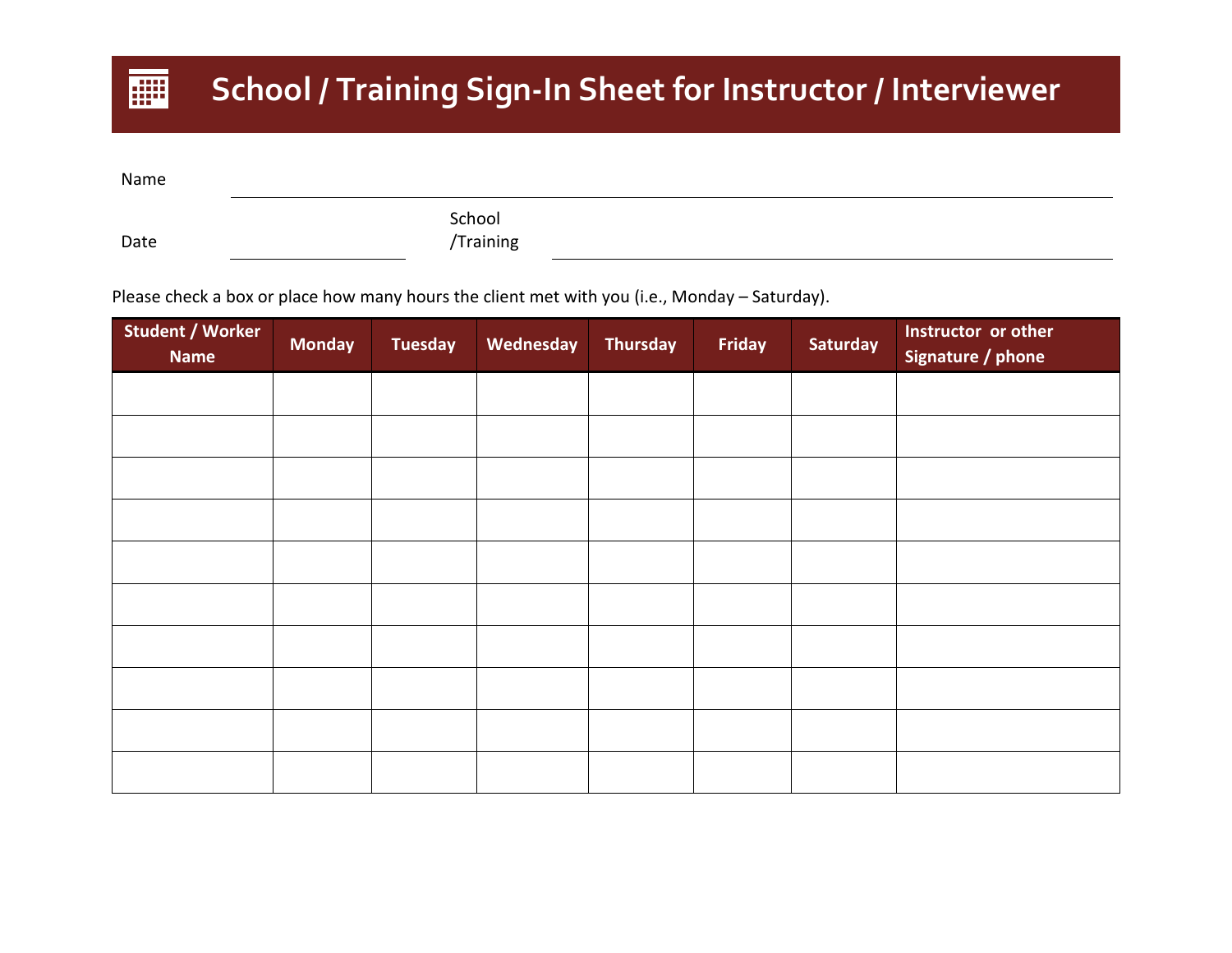# School / Training Sign-In Sheet for Instructor / Interviewer

Name ______________________________________________

Date ____________ School /Training ______________________________

Please check a box or place how many hours the client met with you (i.e., Monday – Saturday).

| Student / Worker Name | Monday | Tuesday | Wednesday | Thursday | Friday | Saturday | Instructor or other Signature / phone |
|---|---|---|---|---|---|---|---|
| | | | | | | | |
| | | | | | | | |
| | | | | | | | |
| | | | | | | | |
| | | | | | | | |
| | | | | | | | |
| | | | | | | | |
| | | | | | | | |
| | | | | | | | |
| | | | | | | | |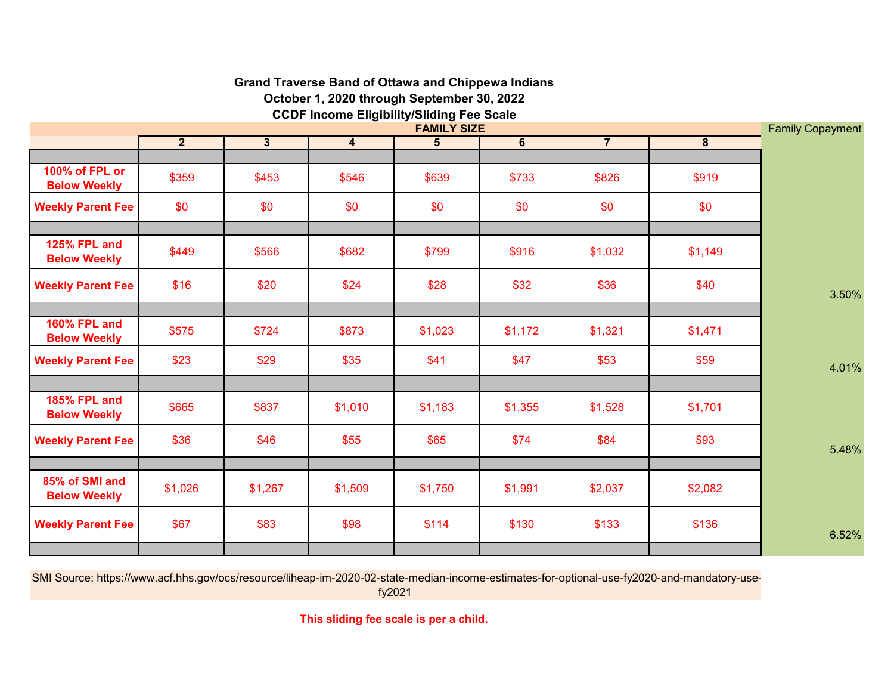**Grand Traverse Band of Ottawa and Chippewa Indians**
**October 1, 2020 through September 30, 2022**
**CCDF Income Eligibility/Sliding Fee Scale**

| | FAMILY SIZE | | | | | | | Family Copayment |
|---|---|---|---|---|---|---|---|---|
| | 2 | 3 | 4 | 5 | 6 | 7 | 8 | |
| **100% of FPL or Below Weekly** | $359 | $453 | $546 | $639 | $733 | $826 | $919 | |
| **Weekly Parent Fee** | $0 | $0 | $0 | $0 | $0 | $0 | $0 | |
| **125% FPL and Below Weekly** | $449 | $566 | $682 | $799 | $916 | $1,032 | $1,149 | |
| **Weekly Parent Fee** | $16 | $20 | $24 | $28 | $32 | $36 | $40 | 3.50% |
| **160% FPL and Below Weekly** | $575 | $724 | $873 | $1,023 | $1,172 | $1,321 | $1,471 | |
| **Weekly Parent Fee** | $23 | $29 | $35 | $41 | $47 | $53 | $59 | 4.01% |
| **185% FPL and Below Weekly** | $665 | $837 | $1,010 | $1,183 | $1,355 | $1,528 | $1,701 | |
| **Weekly Parent Fee** | $36 | $46 | $55 | $65 | $74 | $84 | $93 | 5.48% |
| **85% of SMI and Below Weekly** | $1,026 | $1,267 | $1,509 | $1,750 | $1,991 | $2,037 | $2,082 | |
| **Weekly Parent Fee** | $67 | $83 | $98 | $114 | $130 | $133 | $136 | 6.52% |

SMI Source: https://www.acf.hhs.gov/ocs/resource/liheap-im-2020-02-state-median-income-estimates-for-optional-use-fy2020-and-mandatory-use-fy2021

**This sliding fee scale is per a child.**